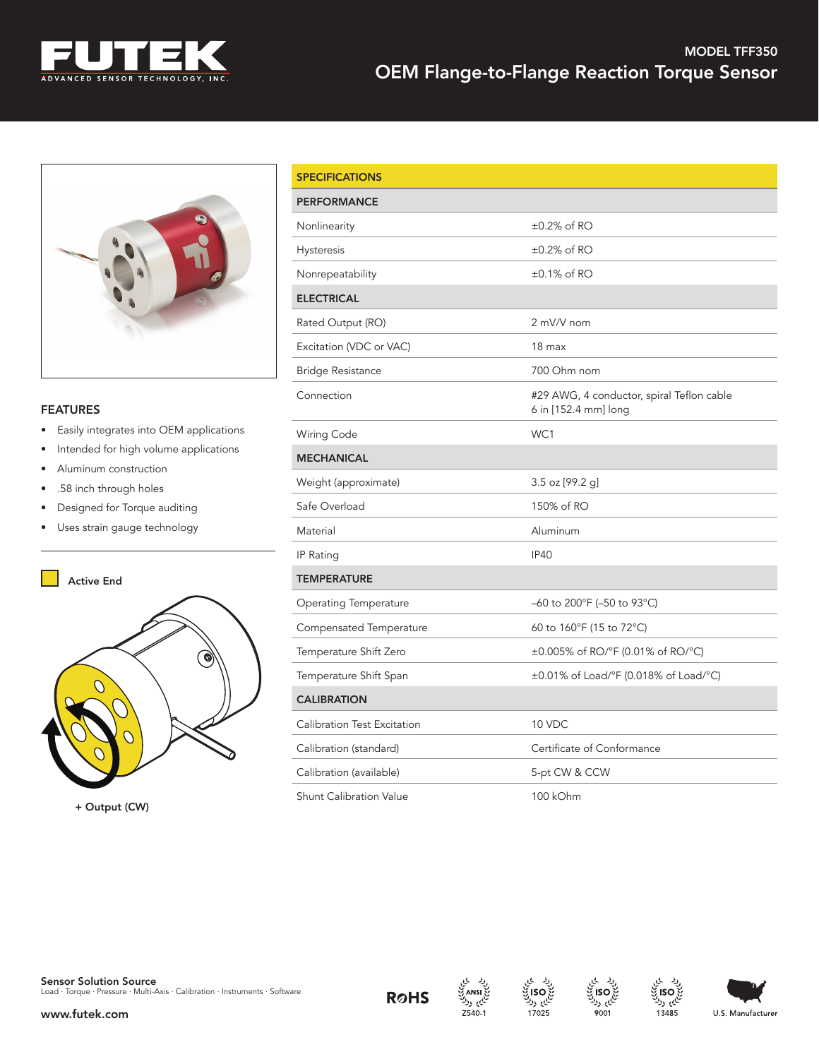# FUTEK

ADVANCED SENSOR TECHNOLOGY, INC.

MODEL TFF350

## OEM Flange-to-Flange Reaction Torque Sensor

### FEATURES

- Easily integrates into OEM applications
- Intended for high volume applications
- Aluminum construction
- .58 inch through holes
- Designed for Torque auditing
- Uses strain gauge technology

Active End

+ Output (CW)

| SPECIFICATIONS | |
|---|---|
| **PERFORMANCE** | |
| Nonlinearity | ±0.2% of RO |
| Hysteresis | ±0.2% of RO |
| Nonrepeatability | ±0.1% of RO |
| **ELECTRICAL** | |
| Rated Output (RO) | 2 mV/V nom |
| Excitation (VDC or VAC) | 18 max |
| Bridge Resistance | 700 Ohm nom |
| Connection | #29 AWG, 4 conductor, spiral Teflon cable 6 in [152.4 mm] long |
| Wiring Code | WC1 |
| **MECHANICAL** | |
| Weight (approximate) | 3.5 oz [99.2 g] |
| Safe Overload | 150% of RO |
| Material | Aluminum |
| IP Rating | IP40 |
| **TEMPERATURE** | |
| Operating Temperature | –60 to 200°F (–50 to 93°C) |
| Compensated Temperature | 60 to 160°F (15 to 72°C) |
| Temperature Shift Zero | ±0.005% of RO/°F (0.01% of RO/°C) |
| Temperature Shift Span | ±0.01% of Load/°F (0.018% of Load/°C) |
| **CALIBRATION** | |
| Calibration Test Excitation | 10 VDC |
| Calibration (standard) | Certificate of Conformance |
| Calibration (available) | 5-pt CW & CCW |
| Shunt Calibration Value | 100 kOhm |

**Sensor Solution Source**
Load · Torque · Pressure · Multi-Axis · Calibration · Instruments · Software

www.futek.com

RoHS · ANSI Z540-1 · ISO 17025 · ISO 9001 · ISO 13485 · U.S. Manufacturer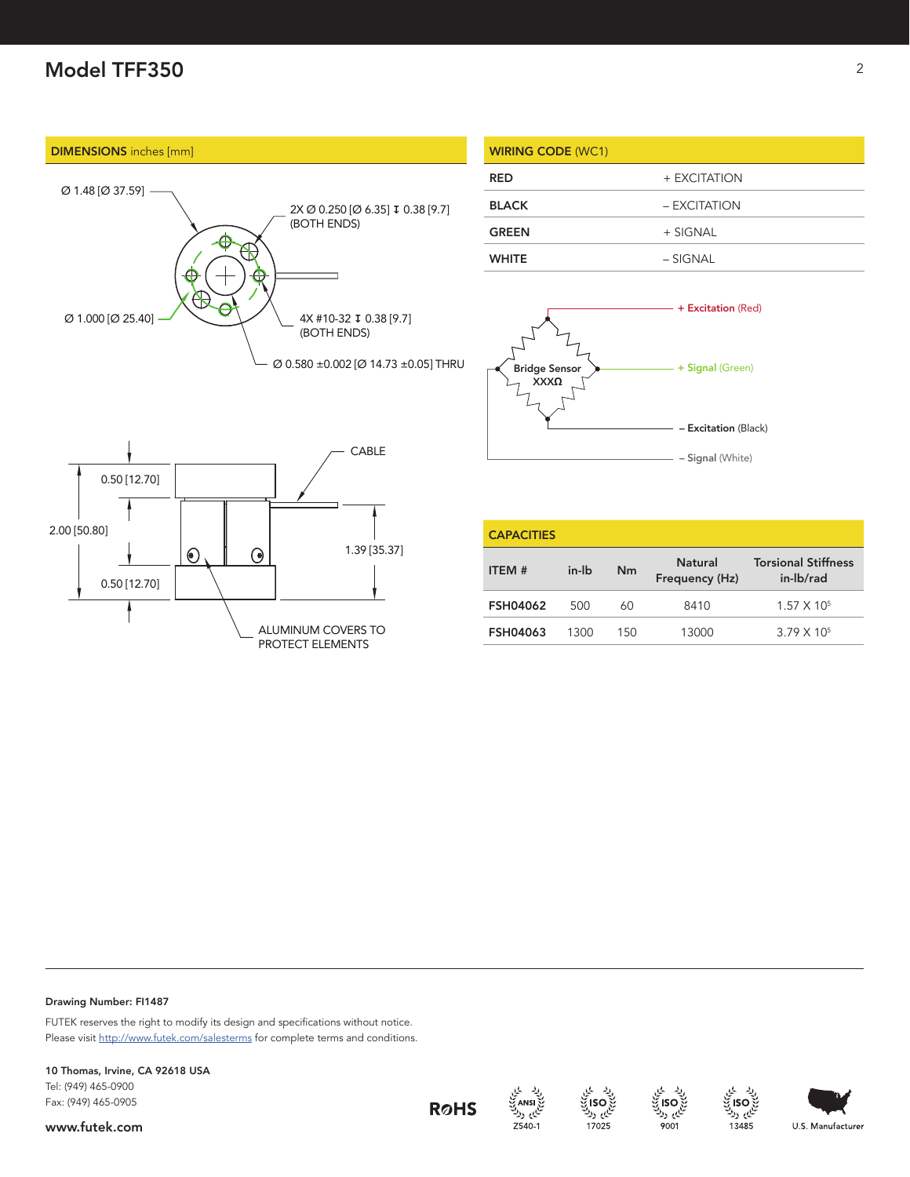# Model TFF350

## DIMENSIONS inches [mm]

Ø 1.48 [Ø 37.59]

2X Ø 0.250 [Ø 6.35] ↧ 0.38 [9.7] (BOTH ENDS)

Ø 1.000 [Ø 25.40]

4X #10-32 ↧ 0.38 [9.7] (BOTH ENDS)

Ø 0.580 ±0.002 [Ø 14.73 ±0.05] THRU

CABLE

0.50 [12.70]

2.00 [50.80]

1.39 [35.37]

0.50 [12.70]

ALUMINUM COVERS TO PROTECT ELEMENTS

## WIRING CODE (WC1)

| | |
|---|---|
| **RED** | + EXCITATION |
| **BLACK** | – EXCITATION |
| **GREEN** | + SIGNAL |
| **WHITE** | – SIGNAL |

Bridge Sensor XXXΩ

**+ Excitation** (Red)

**+ Signal** (Green)

**– Excitation** (Black)

**– Signal** (White)

## CAPACITIES

| ITEM # | in-lb | Nm | Natural Frequency (Hz) | Torsional Stiffness in-lb/rad |
|---|---|---|---|---|
| **FSH04062** | 500 | 60 | 8410 | $1.57 \times 10^5$ |
| **FSH04063** | 1300 | 150 | 13000 | $3.79 \times 10^5$ |

**Drawing Number: FI1487**

FUTEK reserves the right to modify its design and specifications without notice.
Please visit http://www.futek.com/salesterms for complete terms and conditions.

**10 Thomas, Irvine, CA 92618 USA**
Tel: (949) 465-0900
Fax: (949) 465-0905

**www.futek.com**

RoHS | ANSI Z540-1 | ISO 17025 | ISO 9001 | ISO 13485 | U.S. Manufacturer